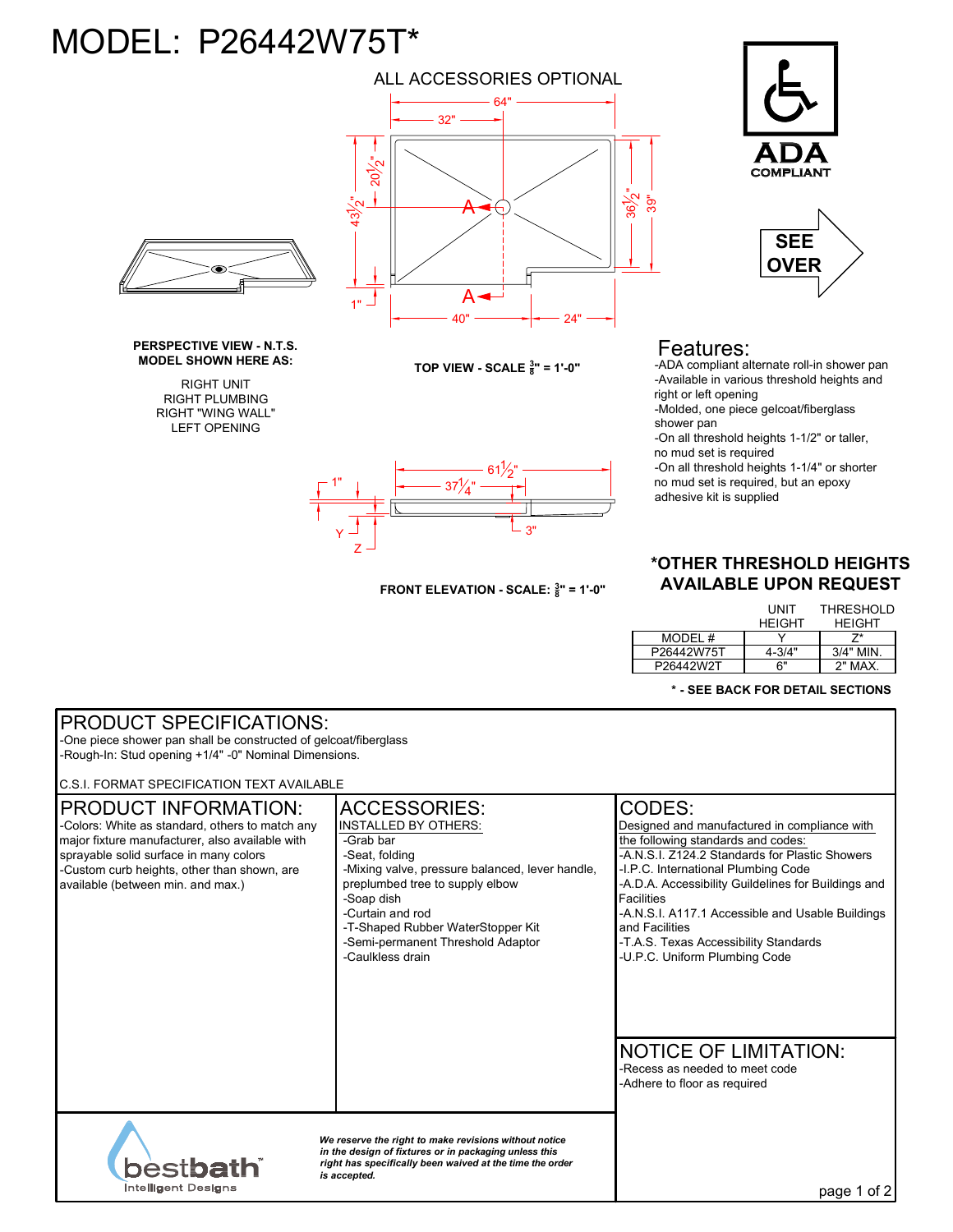# MODEL: P26442W75T*

ALL ACCESSORIES OPTIONAL

64"
32"
20½"
43½"
36½"
39"
A
A
1"
40"
24"

ADA COMPLIANT

SEE OVER

**PERSPECTIVE VIEW - N.T.S.**
**MODEL SHOWN HERE AS:**

RIGHT UNIT
RIGHT PLUMBING
RIGHT "WING WALL"
LEFT OPENING

**TOP VIEW - SCALE ⅜" = 1'-0"**

1"
61½"
37¼"
3"
Y
Z

**FRONT ELEVATION - SCALE: ⅜" = 1'-0"**

## Features:

- ADA compliant alternate roll-in shower pan
- Available in various threshold heights and right or left opening
- Molded, one piece gelcoat/fiberglass shower pan
- On all threshold heights 1-1/2" or taller, no mud set is required
- On all threshold heights 1-1/4" or shorter no mud set is required, but an epoxy adhesive kit is supplied

## *OTHER THRESHOLD HEIGHTS AVAILABLE UPON REQUEST

| MODEL # | UNIT HEIGHT Y | THRESHOLD HEIGHT Z* |
|---|---|---|
| P26442W75T | 4-3/4" | 3/4" MIN. |
| P26442W2T | 6" | 2" MAX. |

**\* - SEE BACK FOR DETAIL SECTIONS**

## PRODUCT SPECIFICATIONS:

- One piece shower pan shall be constructed of gelcoat/fiberglass
- Rough-In: Stud opening +1/4" -0" Nominal Dimensions.

C.S.I. FORMAT SPECIFICATION TEXT AVAILABLE

## PRODUCT INFORMATION:

- Colors: White as standard, others to match any major fixture manufacturer, also available with sprayable solid surface in many colors
- Custom curb heights, other than shown, are available (between min. and max.)

## ACCESSORIES:

INSTALLED BY OTHERS:

- Grab bar
- Seat, folding
- Mixing valve, pressure balanced, lever handle, preplumbed tree to supply elbow
- Soap dish
- Curtain and rod
- T-Shaped Rubber WaterStopper Kit
- Semi-permanent Threshold Adaptor
- Caulkless drain

## CODES:

Designed and manufactured in compliance with the following standards and codes:

- A.N.S.I. Z124.2 Standards for Plastic Showers
- I.P.C. International Plumbing Code
- A.D.A. Accessibility Guildelines for Buildings and Facilities
- A.N.S.I. A117.1 Accessible and Usable Buildings and Facilities
- T.A.S. Texas Accessibility Standards
- U.P.C. Uniform Plumbing Code

## NOTICE OF LIMITATION:

- Recess as needed to meet code
- Adhere to floor as required

bestbath™ Intelligent Designs

*We reserve the right to make revisions without notice in the design of fixtures or in packaging unless this right has specifically been waived at the time the order is accepted.*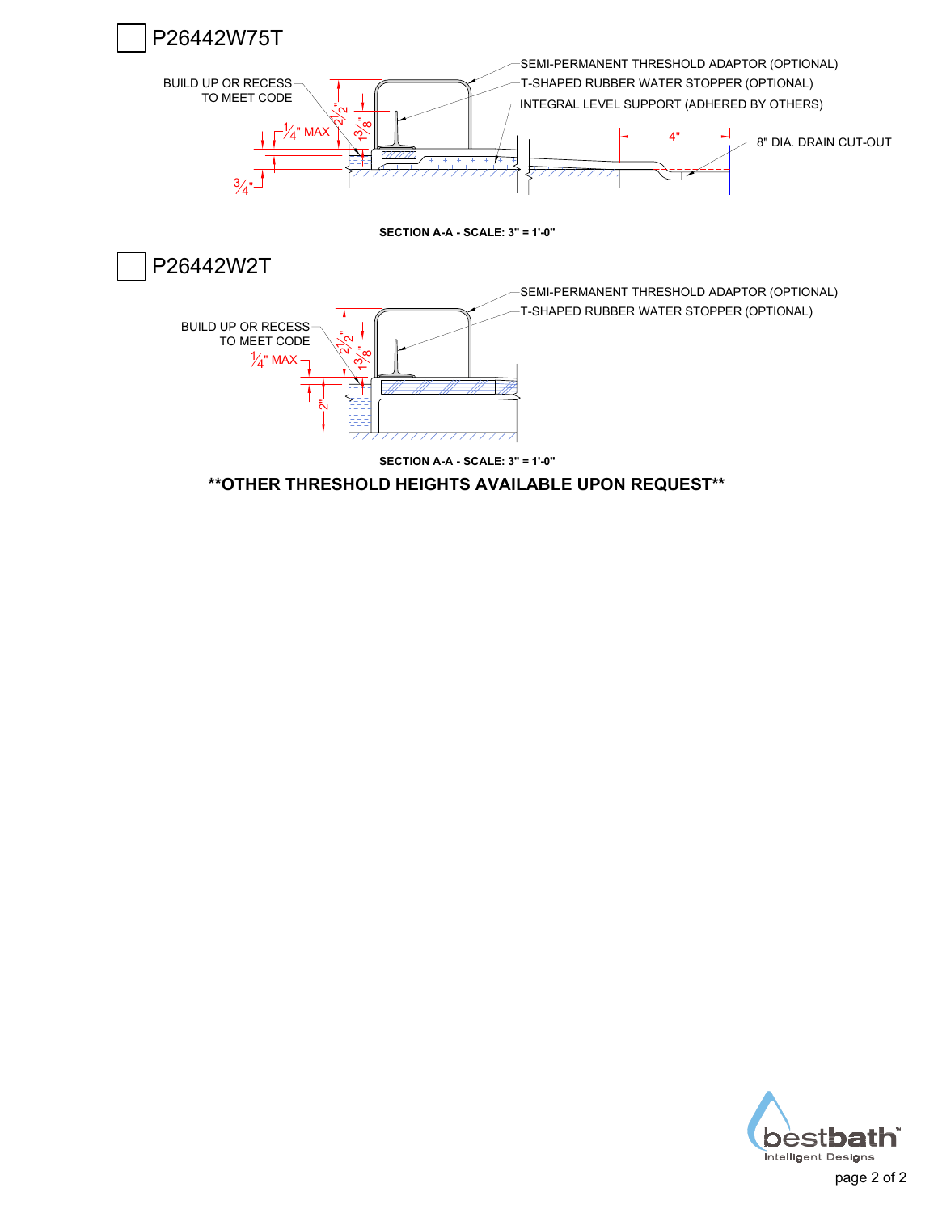☐ P26442W75T

BUILD UP OR RECESS TO MEET CODE

SEMI-PERMANENT THRESHOLD ADAPTOR (OPTIONAL)

T-SHAPED RUBBER WATER STOPPER (OPTIONAL)

INTEGRAL LEVEL SUPPORT (ADHERED BY OTHERS)

8" DIA. DRAIN CUT-OUT

2 1/2"

1 3/8"

1/4" MAX

3/4"

4"

**SECTION A-A - SCALE: 3" = 1'-0"**

☐ P26442W2T

BUILD UP OR RECESS TO MEET CODE

SEMI-PERMANENT THRESHOLD ADAPTOR (OPTIONAL)

T-SHAPED RUBBER WATER STOPPER (OPTIONAL)

2 1/2"

1 3/8"

1/4" MAX

2"

**SECTION A-A - SCALE: 3" = 1'-0"**

**\*\*OTHER THRESHOLD HEIGHTS AVAILABLE UPON REQUEST\*\***

bestbath™
Intelligent Designs